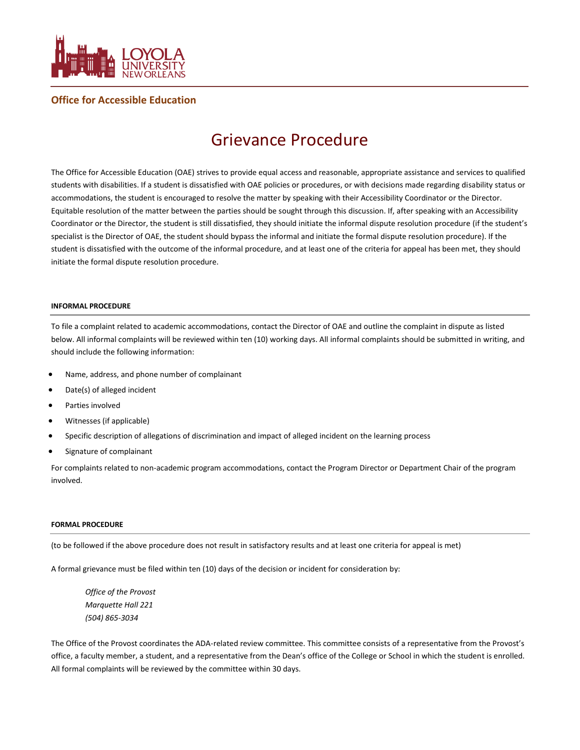## Office for Accessible Education

# Grievance Procedure

The Office for Accessible Education (OAE) strives to provide equal access and reasonable, appropriate assistance and services to qualified students with disabilities. If a student is dissatisfied with OAE policies or procedures, or with decisions made regarding disability status or accommodations, the student is encouraged to resolve the matter by speaking with their Accessibility Coordinator or the Director. Equitable resolution of the matter between the parties should be sought through this discussion. If, after speaking with an Accessibility Coordinator or the Director, the student is still dissatisfied, they should initiate the informal dispute resolution procedure (if the student's specialist is the Director of OAE, the student should bypass the informal and initiate the formal dispute resolution procedure). If the student is dissatisfied with the outcome of the informal procedure, and at least one of the criteria for appeal has been met, they should initiate the formal dispute resolution procedure.

#### INFORMAL PROCEDURE

To file a complaint related to academic accommodations, contact the Director of OAE and outline the complaint in dispute as listed below. All informal complaints will be reviewed within ten (10) working days. All informal complaints should be submitted in writing, and should include the following information:

- Name, address, and phone number of complainant
- Date(s) of alleged incident
- Parties involved
- Witnesses (if applicable)
- Specific description of allegations of discrimination and impact of alleged incident on the learning process
- Signature of complainant

For complaints related to non-academic program accommodations, contact the Program Director or Department Chair of the program involved.

#### FORMAL PROCEDURE

(to be followed if the above procedure does not result in satisfactory results and at least one criteria for appeal is met)

A formal grievance must be filed within ten (10) days of the decision or incident for consideration by:

*Office of the Provost*
*Marquette Hall 221*
*(504) 865-3034*

The Office of the Provost coordinates the ADA-related review committee. This committee consists of a representative from the Provost's office, a faculty member, a student, and a representative from the Dean's office of the College or School in which the student is enrolled. All formal complaints will be reviewed by the committee within 30 days.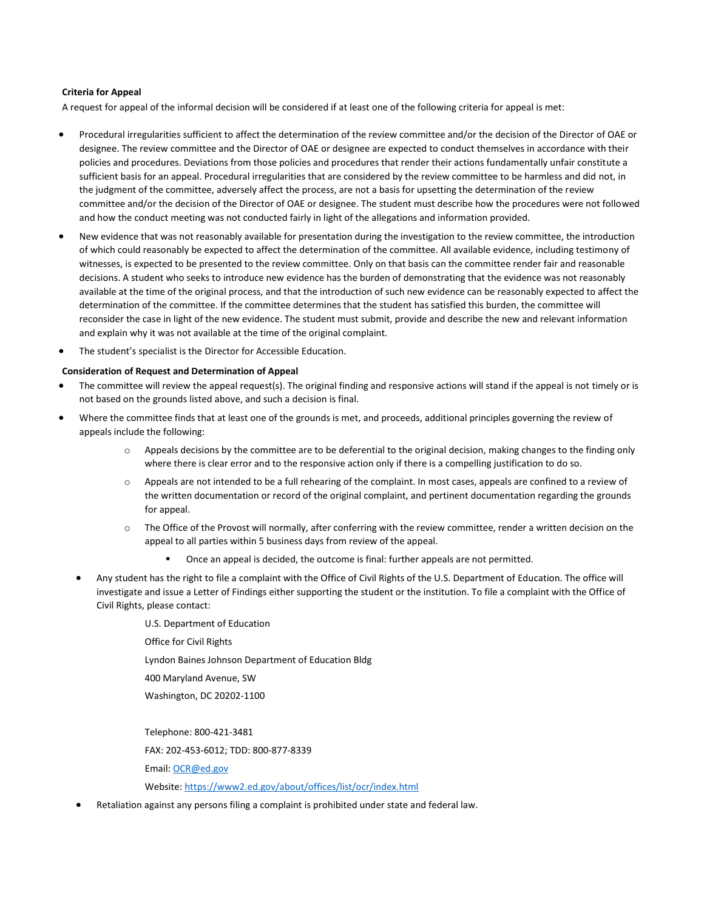**Criteria for Appeal**

A request for appeal of the informal decision will be considered if at least one of the following criteria for appeal is met:

- Procedural irregularities sufficient to affect the determination of the review committee and/or the decision of the Director of OAE or designee. The review committee and the Director of OAE or designee are expected to conduct themselves in accordance with their policies and procedures. Deviations from those policies and procedures that render their actions fundamentally unfair constitute a sufficient basis for an appeal. Procedural irregularities that are considered by the review committee to be harmless and did not, in the judgment of the committee, adversely affect the process, are not a basis for upsetting the determination of the review committee and/or the decision of the Director of OAE or designee. The student must describe how the procedures were not followed and how the conduct meeting was not conducted fairly in light of the allegations and information provided.
- New evidence that was not reasonably available for presentation during the investigation to the review committee, the introduction of which could reasonably be expected to affect the determination of the committee. All available evidence, including testimony of witnesses, is expected to be presented to the review committee. Only on that basis can the committee render fair and reasonable decisions. A student who seeks to introduce new evidence has the burden of demonstrating that the evidence was not reasonably available at the time of the original process, and that the introduction of such new evidence can be reasonably expected to affect the determination of the committee. If the committee determines that the student has satisfied this burden, the committee will reconsider the case in light of the new evidence. The student must submit, provide and describe the new and relevant information and explain why it was not available at the time of the original complaint.
- The student's specialist is the Director for Accessible Education.

**Consideration of Request and Determination of Appeal**

- The committee will review the appeal request(s). The original finding and responsive actions will stand if the appeal is not timely or is not based on the grounds listed above, and such a decision is final.
- Where the committee finds that at least one of the grounds is met, and proceeds, additional principles governing the review of appeals include the following:
  - Appeals decisions by the committee are to be deferential to the original decision, making changes to the finding only where there is clear error and to the responsive action only if there is a compelling justification to do so.
  - Appeals are not intended to be a full rehearing of the complaint. In most cases, appeals are confined to a review of the written documentation or record of the original complaint, and pertinent documentation regarding the grounds for appeal.
  - The Office of the Provost will normally, after conferring with the review committee, render a written decision on the appeal to all parties within 5 business days from review of the appeal.
    - Once an appeal is decided, the outcome is final: further appeals are not permitted.
- Any student has the right to file a complaint with the Office of Civil Rights of the U.S. Department of Education. The office will investigate and issue a Letter of Findings either supporting the student or the institution. To file a complaint with the Office of Civil Rights, please contact:

  U.S. Department of Education

  Office for Civil Rights

  Lyndon Baines Johnson Department of Education Bldg

  400 Maryland Avenue, SW

  Washington, DC 20202-1100

  Telephone: 800-421-3481

  FAX: 202-453-6012; TDD: 800-877-8339

  Email: [OCR@ed.gov](mailto:OCR@ed.gov)

  Website: [https://www2.ed.gov/about/offices/list/ocr/index.html](https://www2.ed.gov/about/offices/list/ocr/index.html)
- Retaliation against any persons filing a complaint is prohibited under state and federal law.